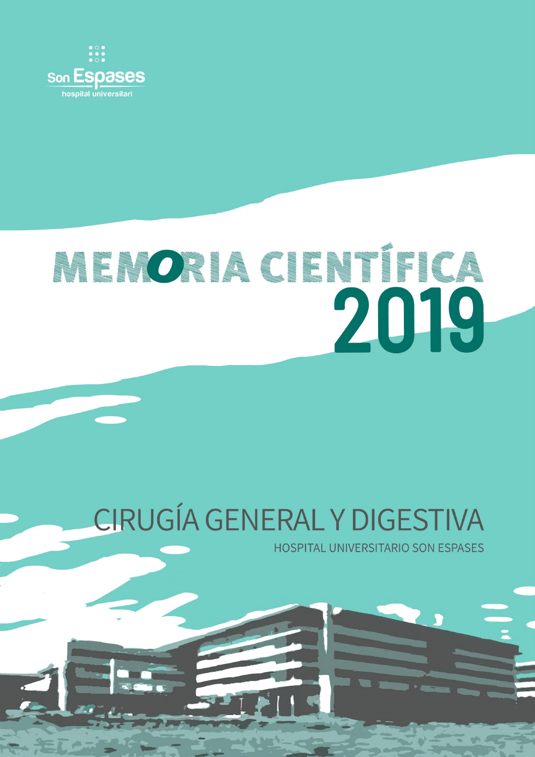Son Espases
hospital universitari

# MEMORIA CIENTÍFICA 2019

## CIRUGÍA GENERAL Y DIGESTIVA

HOSPITAL UNIVERSITARIO SON ESPASES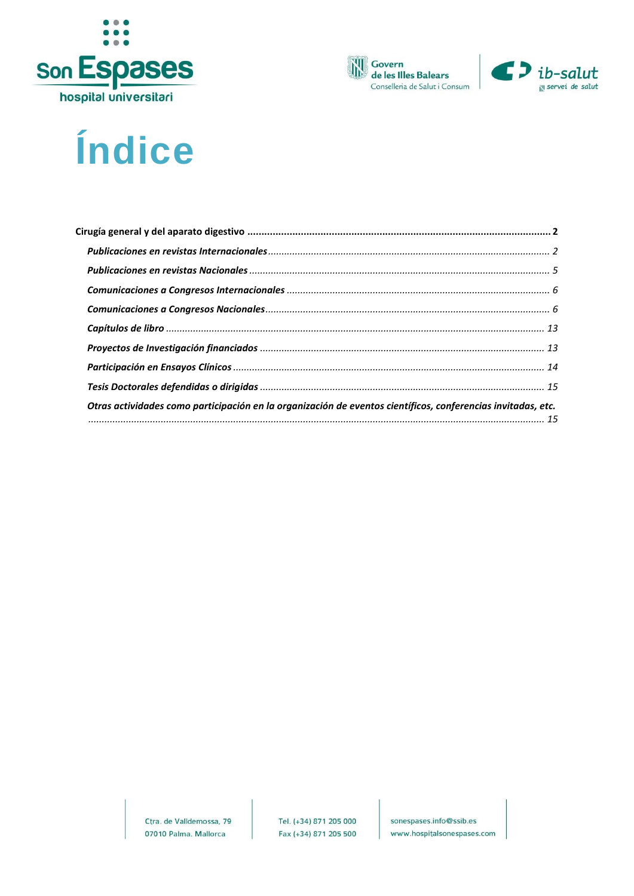# Índice

**Cirugía general y del aparato digestivo** ..... **2**

- ***Publicaciones en revistas Internacionales*** ..... *2*
- ***Publicaciones en revistas Nacionales*** ..... *5*
- ***Comunicaciones a Congresos Internacionales*** ..... *6*
- ***Comunicaciones a Congresos Nacionales*** ..... *6*
- ***Capítulos de libro*** ..... *13*
- ***Proyectos de Investigación financiados*** ..... *13*
- ***Participación en Ensayos Clínicos*** ..... *14*
- ***Tesis Doctorales defendidas o dirigidas*** ..... *15*
- ***Otras actividades como participación en la organización de eventos científicos, conferencias invitadas, etc.*** ..... *15*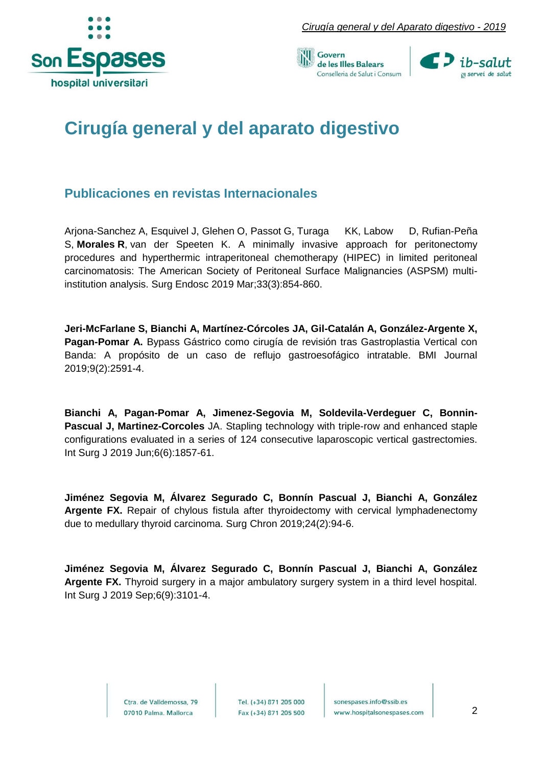# Cirugía general y del aparato digestivo

## Publicaciones en revistas Internacionales

Arjona-Sanchez A, Esquivel J, Glehen O, Passot G, Turaga KK, Labow D, Rufian-Peña S, **Morales R**, van der Speeten K. A minimally invasive approach for peritonectomy procedures and hyperthermic intraperitoneal chemotherapy (HIPEC) in limited peritoneal carcinomatosis: The American Society of Peritoneal Surface Malignancies (ASPSM) multi-institution analysis. Surg Endosc 2019 Mar;33(3):854-860.

**Jeri-McFarlane S, Bianchi A, Martínez-Córcoles JA, Gil-Catalán A, González-Argente X, Pagan-Pomar A.** Bypass Gástrico como cirugía de revisión tras Gastroplastia Vertical con Banda: A propósito de un caso de reflujo gastroesofágico intratable. BMI Journal 2019;9(2):2591-4.

**Bianchi A, Pagan-Pomar A, Jimenez-Segovia M, Soldevila-Verdeguer C, Bonnin-Pascual J, Martinez-Corcoles** JA. Stapling technology with triple-row and enhanced staple configurations evaluated in a series of 124 consecutive laparoscopic vertical gastrectomies. Int Surg J 2019 Jun;6(6):1857-61.

**Jiménez Segovia M, Álvarez Segurado C, Bonnín Pascual J, Bianchi A, González Argente FX.** Repair of chylous fistula after thyroidectomy with cervical lymphadenectomy due to medullary thyroid carcinoma. Surg Chron 2019;24(2):94-6.

**Jiménez Segovia M, Álvarez Segurado C, Bonnín Pascual J, Bianchi A, González Argente FX.** Thyroid surgery in a major ambulatory surgery system in a third level hospital. Int Surg J 2019 Sep;6(9):3101-4.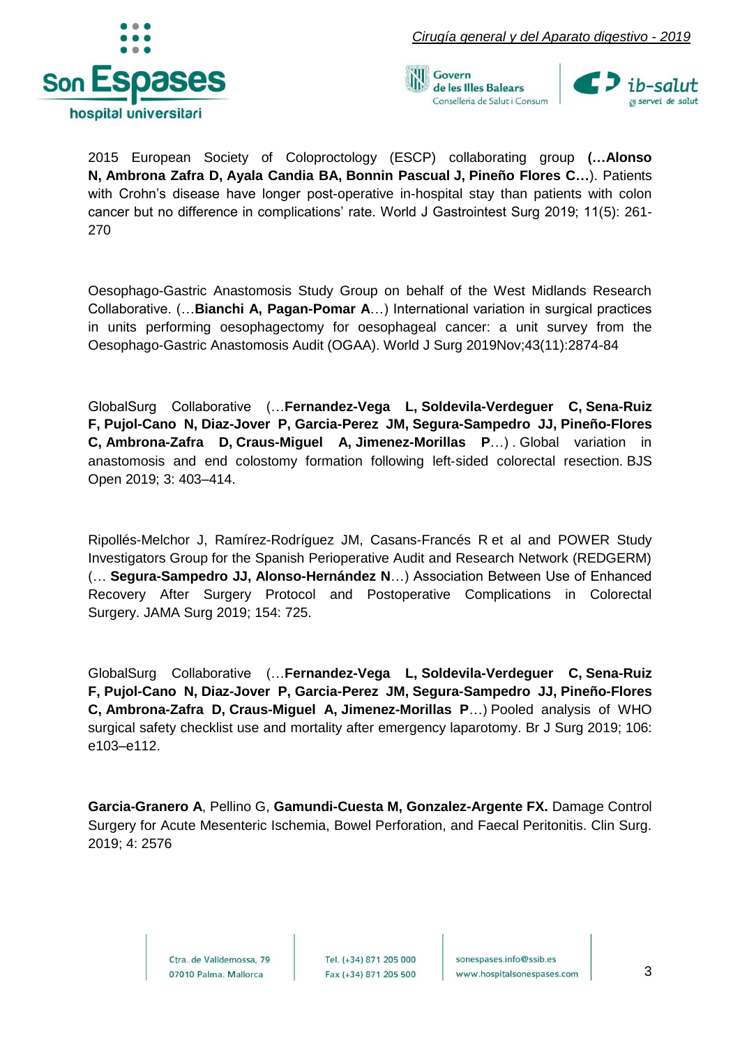2015 European Society of Coloproctology (ESCP) collaborating group **(…Alonso N, Ambrona Zafra D, Ayala Candia BA, Bonnin Pascual J, Pineño Flores C…**). Patients with Crohn's disease have longer post-operative in-hospital stay than patients with colon cancer but no difference in complications' rate. World J Gastrointest Surg 2019; 11(5): 261-270

Oesophago-Gastric Anastomosis Study Group on behalf of the West Midlands Research Collaborative. (…**Bianchi A, Pagan-Pomar A**…) International variation in surgical practices in units performing oesophagectomy for oesophageal cancer: a unit survey from the Oesophago-Gastric Anastomosis Audit (OGAA). World J Surg 2019Nov;43(11):2874-84

GlobalSurg Collaborative (…**Fernandez-Vega L, Soldevila-Verdeguer C, Sena-Ruiz F, Pujol-Cano N, Diaz-Jover P, Garcia-Perez JM, Segura-Sampedro JJ, Pineño-Flores C, Ambrona-Zafra D, Craus-Miguel A, Jimenez-Morillas P**…) . Global variation in anastomosis and end colostomy formation following left-sided colorectal resection. BJS Open 2019; 3: 403–414.

Ripollés-Melchor J, Ramírez-Rodríguez JM, Casans-Francés R et al and POWER Study Investigators Group for the Spanish Perioperative Audit and Research Network (REDGERM) (… **Segura-Sampedro JJ, Alonso-Hernández N**…) Association Between Use of Enhanced Recovery After Surgery Protocol and Postoperative Complications in Colorectal Surgery. JAMA Surg 2019; 154: 725.

GlobalSurg Collaborative (…**Fernandez-Vega L, Soldevila-Verdeguer C, Sena-Ruiz F, Pujol-Cano N, Diaz-Jover P, Garcia-Perez JM, Segura-Sampedro JJ, Pineño-Flores C, Ambrona-Zafra D, Craus-Miguel A, Jimenez-Morillas P**…) Pooled analysis of WHO surgical safety checklist use and mortality after emergency laparotomy. Br J Surg 2019; 106: e103–e112.

**Garcia-Granero A**, Pellino G, **Gamundi-Cuesta M, Gonzalez-Argente FX.** Damage Control Surgery for Acute Mesenteric Ischemia, Bowel Perforation, and Faecal Peritonitis. Clin Surg. 2019; 4: 2576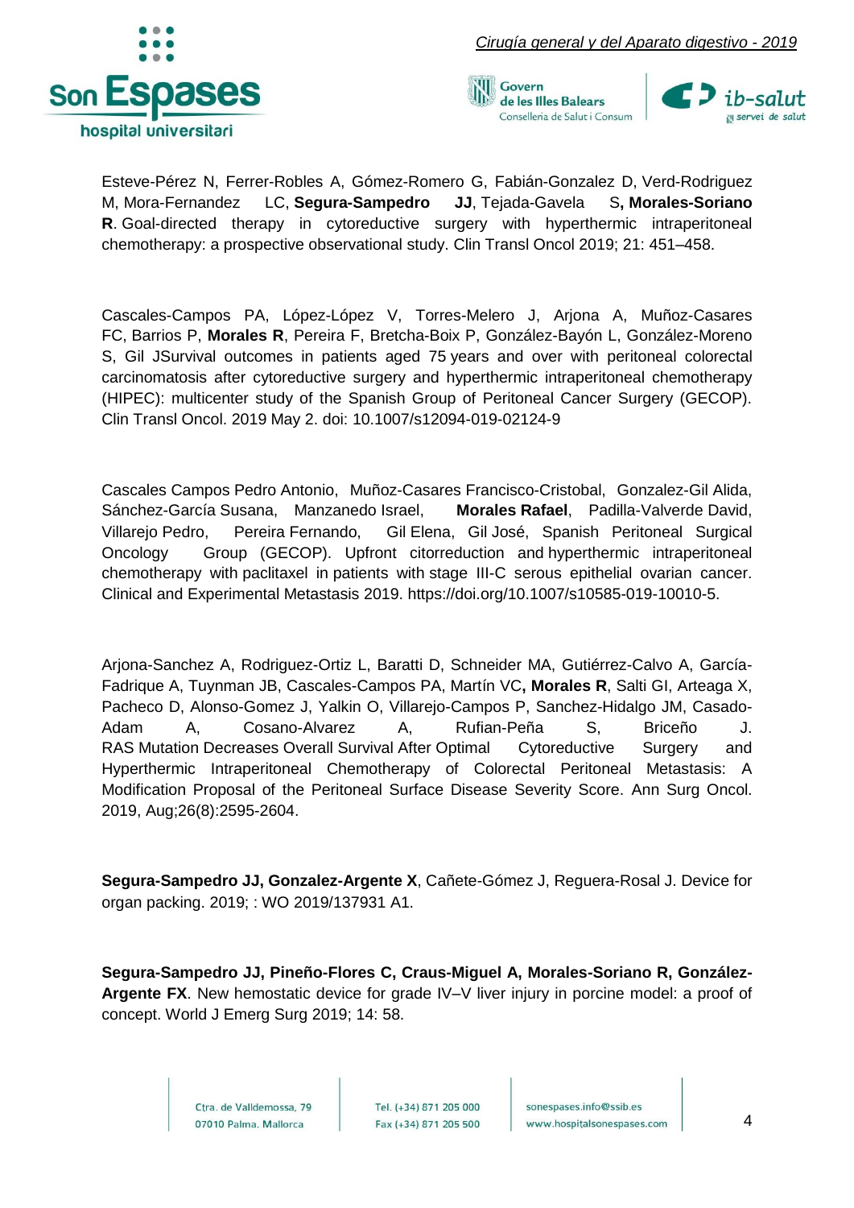Esteve-Pérez N, Ferrer-Robles A, Gómez-Romero G, Fabián-Gonzalez D, Verd-Rodriguez M, Mora-Fernandez LC, **Segura-Sampedro JJ**, Tejada-Gavela S**, Morales-Soriano R**. Goal-directed therapy in cytoreductive surgery with hyperthermic intraperitoneal chemotherapy: a prospective observational study. Clin Transl Oncol 2019; 21: 451–458.

Cascales-Campos PA, López-López V, Torres-Melero J, Arjona A, Muñoz-Casares FC, Barrios P, **Morales R**, Pereira F, Bretcha-Boix P, González-Bayón L, González-Moreno S, Gil JSurvival outcomes in patients aged 75 years and over with peritoneal colorectal carcinomatosis after cytoreductive surgery and hyperthermic intraperitoneal chemotherapy (HIPEC): multicenter study of the Spanish Group of Peritoneal Cancer Surgery (GECOP). Clin Transl Oncol. 2019 May 2. doi: 10.1007/s12094-019-02124-9

Cascales Campos Pedro Antonio, Muñoz-Casares Francisco-Cristobal, Gonzalez-Gil Alida, Sánchez-García Susana, Manzanedo Israel, **Morales Rafael**, Padilla-Valverde David, Villarejo Pedro, Pereira Fernando, Gil Elena, Gil José, Spanish Peritoneal Surgical Oncology Group (GECOP). Upfront citorreduction and hyperthermic intraperitoneal chemotherapy with paclitaxel in patients with stage III-C serous epithelial ovarian cancer. Clinical and Experimental Metastasis 2019. https://doi.org/10.1007/s10585-019-10010-5.

Arjona-Sanchez A, Rodriguez-Ortiz L, Baratti D, Schneider MA, Gutiérrez-Calvo A, García-Fadrique A, Tuynman JB, Cascales-Campos PA, Martín VC**, Morales R**, Salti GI, Arteaga X, Pacheco D, Alonso-Gomez J, Yalkin O, Villarejo-Campos P, Sanchez-Hidalgo JM, Casado-Adam A, Cosano-Alvarez A, Rufian-Peña S, Briceño J. RAS Mutation Decreases Overall Survival After Optimal Cytoreductive Surgery and Hyperthermic Intraperitoneal Chemotherapy of Colorectal Peritoneal Metastasis: A Modification Proposal of the Peritoneal Surface Disease Severity Score. Ann Surg Oncol. 2019, Aug;26(8):2595-2604.

**Segura-Sampedro JJ, Gonzalez-Argente X**, Cañete-Gómez J, Reguera-Rosal J. Device for organ packing. 2019; : WO 2019/137931 A1.

**Segura-Sampedro JJ, Pineño-Flores C, Craus-Miguel A, Morales-Soriano R, González-Argente FX**. New hemostatic device for grade IV–V liver injury in porcine model: a proof of concept. World J Emerg Surg 2019; 14: 58.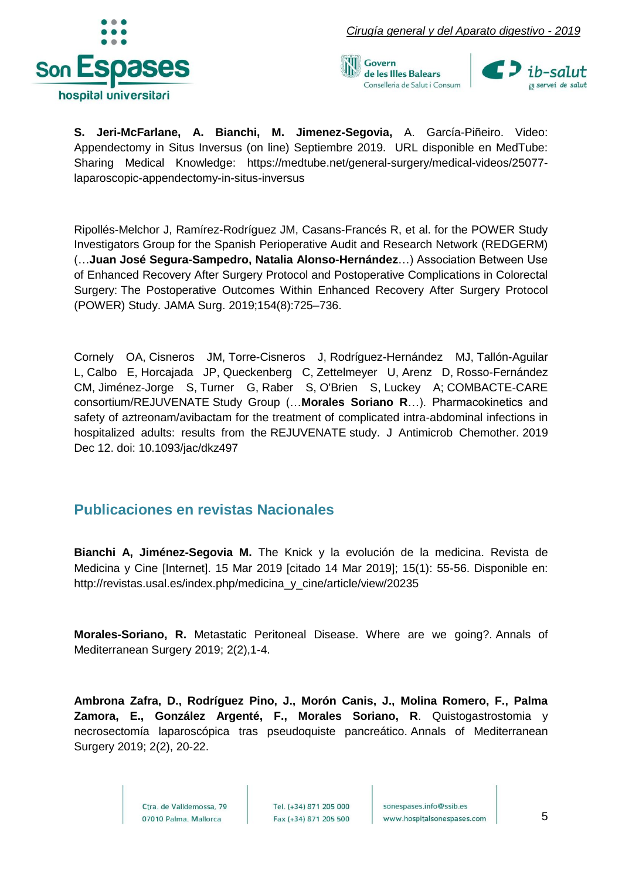**S. Jeri-McFarlane, A. Bianchi, M. Jimenez-Segovia,** A. García-Piñeiro. Video: Appendectomy in Situs Inversus (on line) Septiembre 2019. URL disponible en MedTube: Sharing Medical Knowledge: https://medtube.net/general-surgery/medical-videos/25077-laparoscopic-appendectomy-in-situs-inversus

Ripollés-Melchor J, Ramírez-Rodríguez JM, Casans-Francés R, et al. for the POWER Study Investigators Group for the Spanish Perioperative Audit and Research Network (REDGERM) (…**Juan José Segura-Sampedro, Natalia Alonso-Hernández**…) Association Between Use of Enhanced Recovery After Surgery Protocol and Postoperative Complications in Colorectal Surgery: The Postoperative Outcomes Within Enhanced Recovery After Surgery Protocol (POWER) Study. JAMA Surg. 2019;154(8):725–736.

Cornely OA, Cisneros JM, Torre-Cisneros J, Rodríguez-Hernández MJ, Tallón-Aguilar L, Calbo E, Horcajada JP, Queckenberg C, Zettelmeyer U, Arenz D, Rosso-Fernández CM, Jiménez-Jorge S, Turner G, Raber S, O'Brien S, Luckey A; COMBACTE-CARE consortium/REJUVENATE Study Group (…**Morales Soriano R**…). Pharmacokinetics and safety of aztreonam/avibactam for the treatment of complicated intra-abdominal infections in hospitalized adults: results from the REJUVENATE study. J Antimicrob Chemother. 2019 Dec 12. doi: 10.1093/jac/dkz497

## Publicaciones en revistas Nacionales

**Bianchi A, Jiménez-Segovia M.** The Knick y la evolución de la medicina. Revista de Medicina y Cine [Internet]. 15 Mar 2019 [citado 14 Mar 2019]; 15(1): 55-56. Disponible en: http://revistas.usal.es/index.php/medicina_y_cine/article/view/20235

**Morales-Soriano, R.** Metastatic Peritoneal Disease. Where are we going?. Annals of Mediterranean Surgery 2019; 2(2),1-4.

**Ambrona Zafra, D., Rodríguez Pino, J., Morón Canis, J., Molina Romero, F., Palma Zamora, E., González Argenté, F., Morales Soriano, R**. Quistogastrostomia y necrosectomía laparoscópica tras pseudoquiste pancreático. Annals of Mediterranean Surgery 2019; 2(2), 20-22.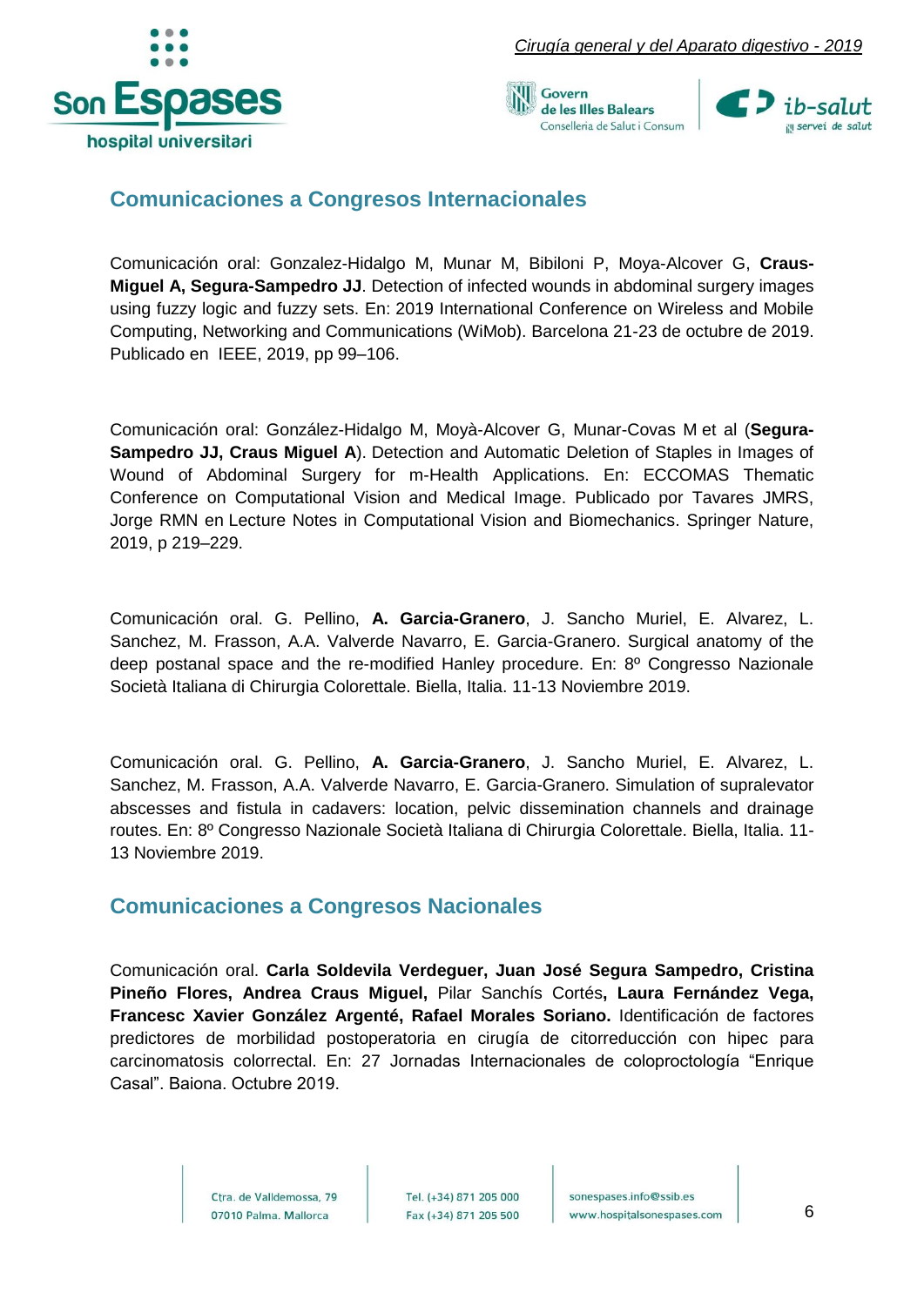## Comunicaciones a Congresos Internacionales

Comunicación oral: Gonzalez-Hidalgo M, Munar M, Bibiloni P, Moya-Alcover G, **Craus-Miguel A, Segura-Sampedro JJ**. Detection of infected wounds in abdominal surgery images using fuzzy logic and fuzzy sets. En: 2019 International Conference on Wireless and Mobile Computing, Networking and Communications (WiMob). Barcelona 21-23 de octubre de 2019. Publicado en IEEE, 2019, pp 99–106.

Comunicación oral: González-Hidalgo M, Moyà-Alcover G, Munar-Covas M et al (**Segura-Sampedro JJ, Craus Miguel A**). Detection and Automatic Deletion of Staples in Images of Wound of Abdominal Surgery for m-Health Applications. En: ECCOMAS Thematic Conference on Computational Vision and Medical Image. Publicado por Tavares JMRS, Jorge RMN en Lecture Notes in Computational Vision and Biomechanics. Springer Nature, 2019, p 219–229.

Comunicación oral. G. Pellino, **A. Garcia-Granero**, J. Sancho Muriel, E. Alvarez, L. Sanchez, M. Frasson, A.A. Valverde Navarro, E. Garcia-Granero. Surgical anatomy of the deep postanal space and the re-modified Hanley procedure. En: 8º Congresso Nazionale Società Italiana di Chirurgia Colorettale. Biella, Italia. 11-13 Noviembre 2019.

Comunicación oral. G. Pellino, **A. Garcia-Granero**, J. Sancho Muriel, E. Alvarez, L. Sanchez, M. Frasson, A.A. Valverde Navarro, E. Garcia-Granero. Simulation of supralevator abscesses and fistula in cadavers: location, pelvic dissemination channels and drainage routes. En: 8º Congresso Nazionale Società Italiana di Chirurgia Colorettale. Biella, Italia. 11-13 Noviembre 2019.

## Comunicaciones a Congresos Nacionales

Comunicación oral. **Carla Soldevila Verdeguer, Juan José Segura Sampedro, Cristina Pineño Flores, Andrea Craus Miguel,** Pilar Sanchís Cortés**, Laura Fernández Vega, Francesc Xavier González Argenté, Rafael Morales Soriano.** Identificación de factores predictores de morbilidad postoperatoria en cirugía de citorreducción con hipec para carcinomatosis colorrectal. En: 27 Jornadas Internacionales de coloproctología "Enrique Casal". Baiona. Octubre 2019.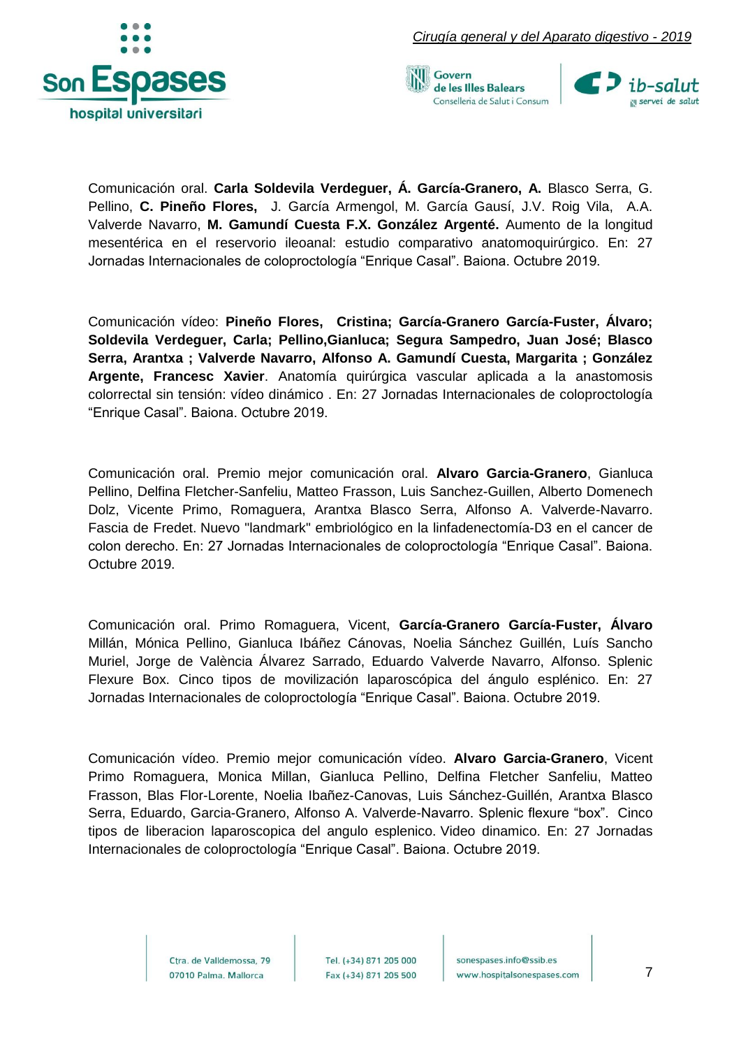Comunicación oral. **Carla Soldevila Verdeguer, Á. García-Granero, A.** Blasco Serra, G. Pellino, **C. Pineño Flores,** J. García Armengol, M. García Gausí, J.V. Roig Vila, A.A. Valverde Navarro, **M. Gamundí Cuesta F.X. González Argenté.** Aumento de la longitud mesentérica en el reservorio ileoanal: estudio comparativo anatomoquirúrgico. En: 27 Jornadas Internacionales de coloproctología "Enrique Casal". Baiona. Octubre 2019.

Comunicación vídeo: **Pineño Flores, Cristina; García-Granero García-Fuster, Álvaro; Soldevila Verdeguer, Carla; Pellino,Gianluca; Segura Sampedro, Juan José; Blasco Serra, Arantxa ; Valverde Navarro, Alfonso A. Gamundí Cuesta, Margarita ; González Argente, Francesc Xavier**. Anatomía quirúrgica vascular aplicada a la anastomosis colorrectal sin tensión: vídeo dinámico . En: 27 Jornadas Internacionales de coloproctología "Enrique Casal". Baiona. Octubre 2019.

Comunicación oral. Premio mejor comunicación oral. **Alvaro Garcia-Granero**, Gianluca Pellino, Delfina Fletcher-Sanfeliu, Matteo Frasson, Luis Sanchez-Guillen, Alberto Domenech Dolz, Vicente Primo, Romaguera, Arantxa Blasco Serra, Alfonso A. Valverde-Navarro. Fascia de Fredet. Nuevo "landmark" embriológico en la linfadenectomía-D3 en el cancer de colon derecho. En: 27 Jornadas Internacionales de coloproctología "Enrique Casal". Baiona. Octubre 2019.

Comunicación oral. Primo Romaguera, Vicent, **García-Granero García-Fuster, Álvaro** Millán, Mónica Pellino, Gianluca Ibáñez Cánovas, Noelia Sánchez Guillén, Luís Sancho Muriel, Jorge de València Álvarez Sarrado, Eduardo Valverde Navarro, Alfonso. Splenic Flexure Box. Cinco tipos de movilización laparoscópica del ángulo esplénico. En: 27 Jornadas Internacionales de coloproctología "Enrique Casal". Baiona. Octubre 2019.

Comunicación vídeo. Premio mejor comunicación vídeo. **Alvaro Garcia-Granero**, Vicent Primo Romaguera, Monica Millan, Gianluca Pellino, Delfina Fletcher Sanfeliu, Matteo Frasson, Blas Flor-Lorente, Noelia Ibañez-Canovas, Luis Sánchez-Guillén, Arantxa Blasco Serra, Eduardo, Garcia-Granero, Alfonso A. Valverde-Navarro. Splenic flexure "box". Cinco tipos de liberacion laparoscopica del angulo esplenico. Video dinamico. En: 27 Jornadas Internacionales de coloproctología "Enrique Casal". Baiona. Octubre 2019.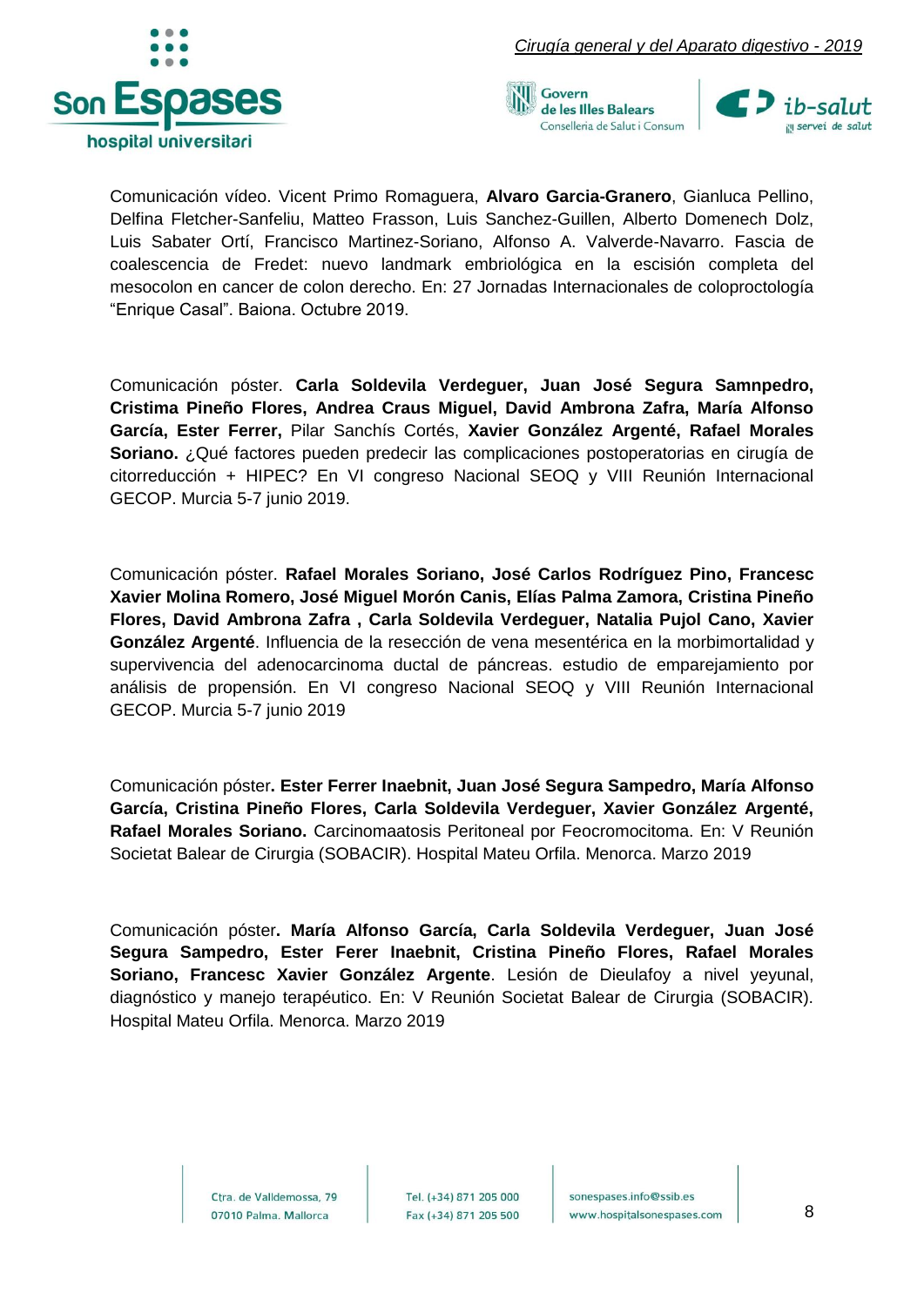Comunicación vídeo. Vicent Primo Romaguera, **Alvaro Garcia-Granero**, Gianluca Pellino, Delfina Fletcher-Sanfeliu, Matteo Frasson, Luis Sanchez-Guillen, Alberto Domenech Dolz, Luis Sabater Ortí, Francisco Martinez-Soriano, Alfonso A. Valverde-Navarro. Fascia de coalescencia de Fredet: nuevo landmark embriológica en la escisión completa del mesocolon en cancer de colon derecho. En: 27 Jornadas Internacionales de coloproctología "Enrique Casal". Baiona. Octubre 2019.

Comunicación póster. **Carla Soldevila Verdeguer, Juan José Segura Samnpedro, Cristima Pineño Flores, Andrea Craus Miguel, David Ambrona Zafra, María Alfonso García, Ester Ferrer,** Pilar Sanchís Cortés, **Xavier González Argenté, Rafael Morales Soriano.** ¿Qué factores pueden predecir las complicaciones postoperatorias en cirugía de citorreducción + HIPEC? En VI congreso Nacional SEOQ y VIII Reunión Internacional GECOP. Murcia 5-7 junio 2019.

Comunicación póster. **Rafael Morales Soriano, José Carlos Rodríguez Pino, Francesc Xavier Molina Romero, José Miguel Morón Canis, Elías Palma Zamora, Cristina Pineño Flores, David Ambrona Zafra , Carla Soldevila Verdeguer, Natalia Pujol Cano, Xavier González Argenté**. Influencia de la resección de vena mesentérica en la morbimortalidad y supervivencia del adenocarcinoma ductal de páncreas. estudio de emparejamiento por análisis de propensión. En VI congreso Nacional SEOQ y VIII Reunión Internacional GECOP. Murcia 5-7 junio 2019

Comunicación póster**. Ester Ferrer Inaebnit, Juan José Segura Sampedro, María Alfonso García, Cristina Pineño Flores, Carla Soldevila Verdeguer, Xavier González Argenté, Rafael Morales Soriano.** Carcinomaatosis Peritoneal por Feocromocitoma. En: V Reunión Societat Balear de Cirurgia (SOBACIR). Hospital Mateu Orfila. Menorca. Marzo 2019

Comunicación póster**. María Alfonso García, Carla Soldevila Verdeguer, Juan José Segura Sampedro, Ester Ferer Inaebnit, Cristina Pineño Flores, Rafael Morales Soriano, Francesc Xavier González Argente**. Lesión de Dieulafoy a nivel yeyunal, diagnóstico y manejo terapéutico. En: V Reunión Societat Balear de Cirurgia (SOBACIR). Hospital Mateu Orfila. Menorca. Marzo 2019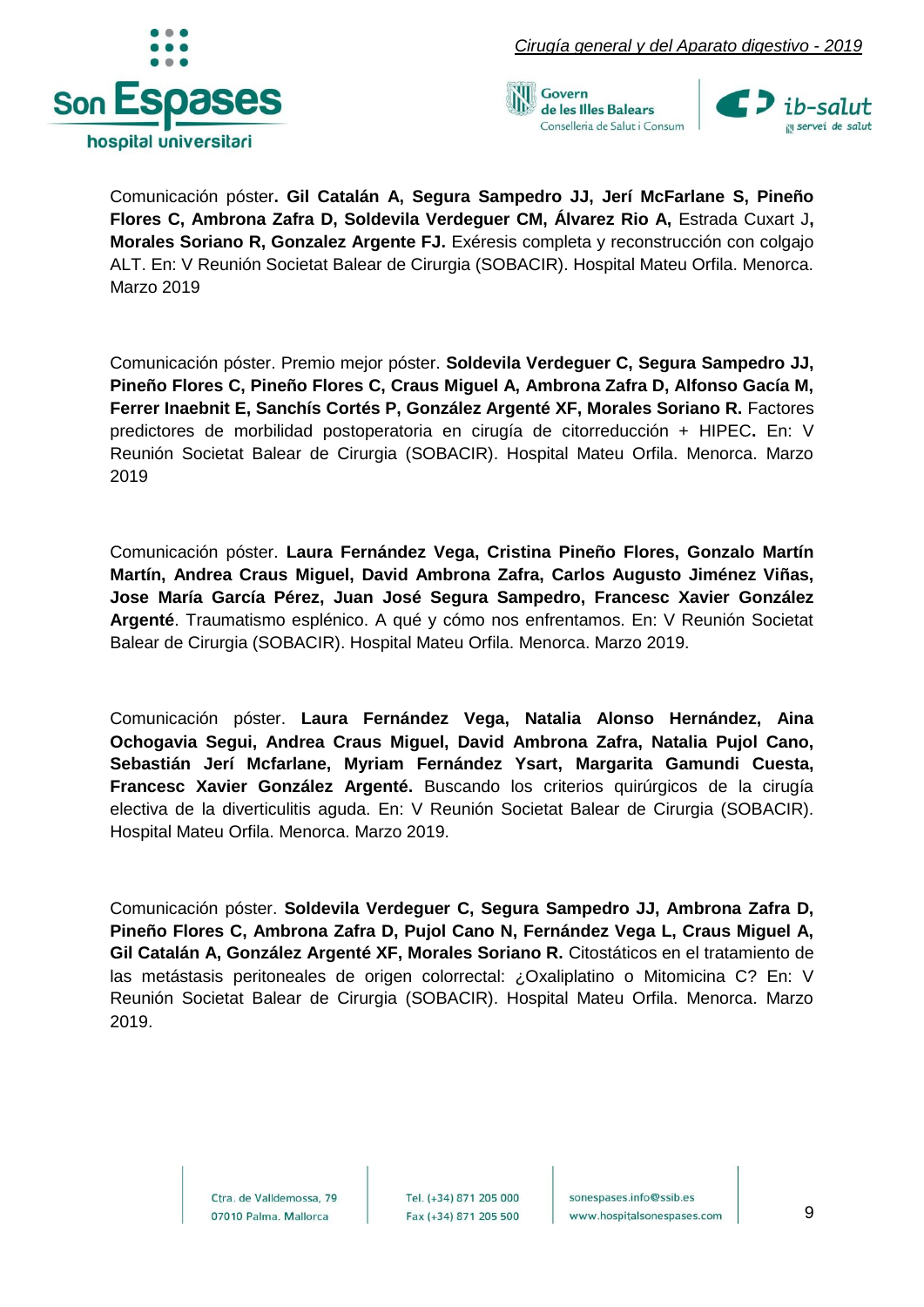Comunicación póster**. Gil Catalán A, Segura Sampedro JJ, Jerí McFarlane S, Pineño Flores C, Ambrona Zafra D, Soldevila Verdeguer CM, Álvarez Rio A,** Estrada Cuxart J**, Morales Soriano R, Gonzalez Argente FJ.** Exéresis completa y reconstrucción con colgajo ALT. En: V Reunión Societat Balear de Cirurgia (SOBACIR). Hospital Mateu Orfila. Menorca. Marzo 2019

Comunicación póster. Premio mejor póster. **Soldevila Verdeguer C, Segura Sampedro JJ, Pineño Flores C, Pineño Flores C, Craus Miguel A, Ambrona Zafra D, Alfonso Gacía M, Ferrer Inaebnit E, Sanchís Cortés P, González Argenté XF, Morales Soriano R.** Factores predictores de morbilidad postoperatoria en cirugía de citorreducción + HIPEC**.** En: V Reunión Societat Balear de Cirurgia (SOBACIR). Hospital Mateu Orfila. Menorca. Marzo 2019

Comunicación póster. **Laura Fernández Vega, Cristina Pineño Flores, Gonzalo Martín Martín, Andrea Craus Miguel, David Ambrona Zafra, Carlos Augusto Jiménez Viñas, Jose María García Pérez, Juan José Segura Sampedro, Francesc Xavier González Argenté**. Traumatismo esplénico. A qué y cómo nos enfrentamos. En: V Reunión Societat Balear de Cirurgia (SOBACIR). Hospital Mateu Orfila. Menorca. Marzo 2019.

Comunicación póster. **Laura Fernández Vega, Natalia Alonso Hernández, Aina Ochogavia Segui, Andrea Craus Miguel, David Ambrona Zafra, Natalia Pujol Cano, Sebastián Jerí Mcfarlane, Myriam Fernández Ysart, Margarita Gamundi Cuesta, Francesc Xavier González Argenté.** Buscando los criterios quirúrgicos de la cirugía electiva de la diverticulitis aguda. En: V Reunión Societat Balear de Cirurgia (SOBACIR). Hospital Mateu Orfila. Menorca. Marzo 2019.

Comunicación póster. **Soldevila Verdeguer C, Segura Sampedro JJ, Ambrona Zafra D, Pineño Flores C, Ambrona Zafra D, Pujol Cano N, Fernández Vega L, Craus Miguel A, Gil Catalán A, González Argenté XF, Morales Soriano R.** Citostáticos en el tratamiento de las metástasis peritoneales de origen colorrectal: ¿Oxaliplatino o Mitomicina C? En: V Reunión Societat Balear de Cirurgia (SOBACIR). Hospital Mateu Orfila. Menorca. Marzo 2019.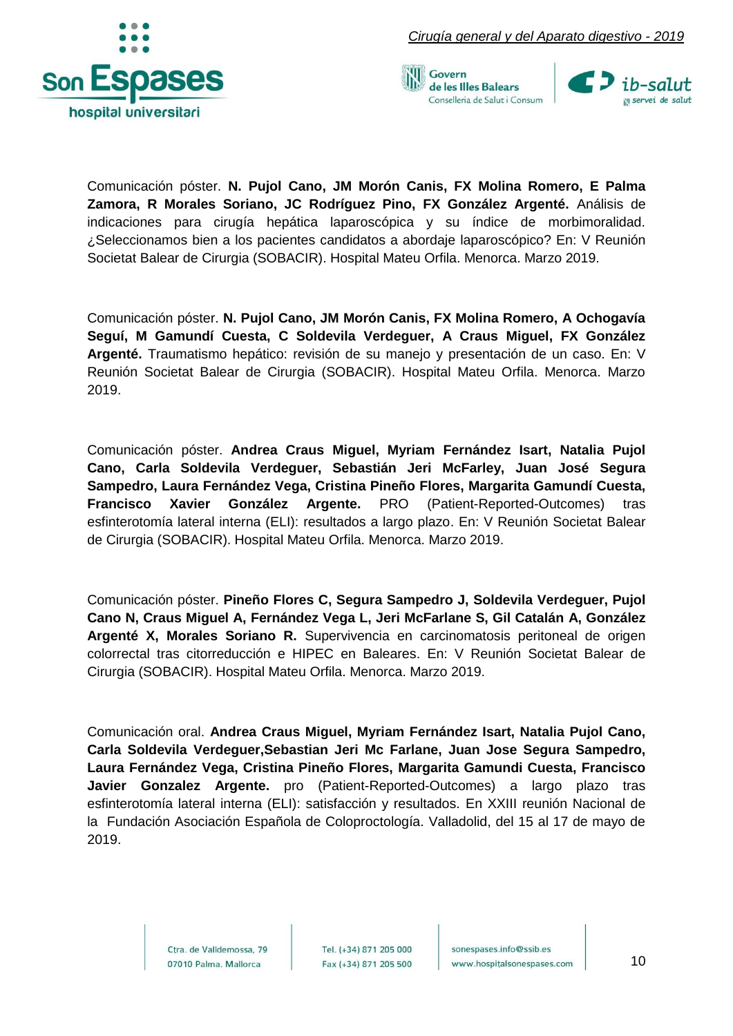Comunicación póster. **N. Pujol Cano, JM Morón Canis, FX Molina Romero, E Palma Zamora, R Morales Soriano, JC Rodríguez Pino, FX González Argenté.** Análisis de indicaciones para cirugía hepática laparoscópica y su índice de morbimoralidad. ¿Seleccionamos bien a los pacientes candidatos a abordaje laparoscópico? En: V Reunión Societat Balear de Cirurgia (SOBACIR). Hospital Mateu Orfila. Menorca. Marzo 2019.

Comunicación póster. **N. Pujol Cano, JM Morón Canis, FX Molina Romero, A Ochogavía Seguí, M Gamundí Cuesta, C Soldevila Verdeguer, A Craus Miguel, FX González Argenté.** Traumatismo hepático: revisión de su manejo y presentación de un caso. En: V Reunión Societat Balear de Cirurgia (SOBACIR). Hospital Mateu Orfila. Menorca. Marzo 2019.

Comunicación póster. **Andrea Craus Miguel, Myriam Fernández Isart, Natalia Pujol Cano, Carla Soldevila Verdeguer, Sebastián Jeri McFarley, Juan José Segura Sampedro, Laura Fernández Vega, Cristina Pineño Flores, Margarita Gamundí Cuesta, Francisco Xavier González Argente.** PRO (Patient-Reported-Outcomes) tras esfinterotomía lateral interna (ELI): resultados a largo plazo. En: V Reunión Societat Balear de Cirurgia (SOBACIR). Hospital Mateu Orfila. Menorca. Marzo 2019.

Comunicación póster. **Pineño Flores C, Segura Sampedro J, Soldevila Verdeguer, Pujol Cano N, Craus Miguel A, Fernández Vega L, Jeri McFarlane S, Gil Catalán A, González Argenté X, Morales Soriano R.** Supervivencia en carcinomatosis peritoneal de origen colorrectal tras citorreducción e HIPEC en Baleares. En: V Reunión Societat Balear de Cirurgia (SOBACIR). Hospital Mateu Orfila. Menorca. Marzo 2019.

Comunicación oral. **Andrea Craus Miguel, Myriam Fernández Isart, Natalia Pujol Cano, Carla Soldevila Verdeguer,Sebastian Jeri Mc Farlane, Juan Jose Segura Sampedro, Laura Fernández Vega, Cristina Pineño Flores, Margarita Gamundi Cuesta, Francisco Javier Gonzalez Argente.** pro (Patient-Reported-Outcomes) a largo plazo tras esfinterotomía lateral interna (ELI): satisfacción y resultados. En XXIII reunión Nacional de la Fundación Asociación Española de Coloproctología. Valladolid, del 15 al 17 de mayo de 2019.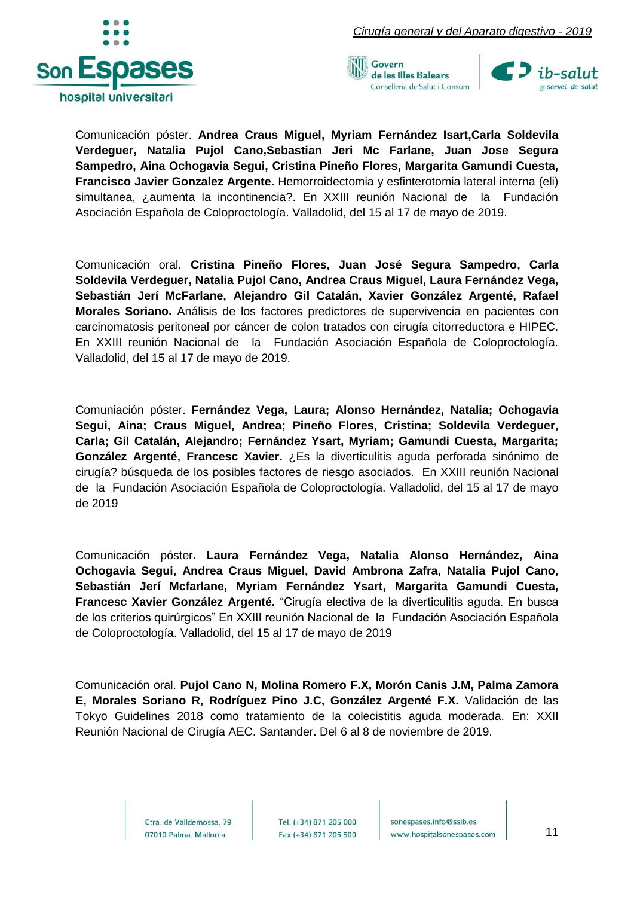Comunicación póster. **Andrea Craus Miguel, Myriam Fernández Isart,Carla Soldevila Verdeguer, Natalia Pujol Cano,Sebastian Jeri Mc Farlane, Juan Jose Segura Sampedro, Aina Ochogavia Segui, Cristina Pineño Flores, Margarita Gamundi Cuesta, Francisco Javier Gonzalez Argente.** Hemorroidectomia y esfinterotomia lateral interna (eli) simultanea, ¿aumenta la incontinencia?. En XXIII reunión Nacional de la Fundación Asociación Española de Coloproctología. Valladolid, del 15 al 17 de mayo de 2019.

Comunicación oral. **Cristina Pineño Flores, Juan José Segura Sampedro, Carla Soldevila Verdeguer, Natalia Pujol Cano, Andrea Craus Miguel, Laura Fernández Vega, Sebastián Jerí McFarlane, Alejandro Gil Catalán, Xavier González Argenté, Rafael Morales Soriano.** Análisis de los factores predictores de supervivencia en pacientes con carcinomatosis peritoneal por cáncer de colon tratados con cirugía citorreductora e HIPEC. En XXIII reunión Nacional de la Fundación Asociación Española de Coloproctología. Valladolid, del 15 al 17 de mayo de 2019.

Comuniación póster. **Fernández Vega, Laura; Alonso Hernández, Natalia; Ochogavia Segui, Aina; Craus Miguel, Andrea; Pineño Flores, Cristina; Soldevila Verdeguer, Carla; Gil Catalán, Alejandro; Fernández Ysart, Myriam; Gamundi Cuesta, Margarita; González Argenté, Francesc Xavier.** ¿Es la diverticulitis aguda perforada sinónimo de cirugía? búsqueda de los posibles factores de riesgo asociados. En XXIII reunión Nacional de la Fundación Asociación Española de Coloproctología. Valladolid, del 15 al 17 de mayo de 2019

Comunicación póster**. Laura Fernández Vega, Natalia Alonso Hernández, Aina Ochogavia Segui, Andrea Craus Miguel, David Ambrona Zafra, Natalia Pujol Cano, Sebastián Jerí Mcfarlane, Myriam Fernández Ysart, Margarita Gamundi Cuesta, Francesc Xavier González Argenté.** "Cirugía electiva de la diverticulitis aguda. En busca de los criterios quirúrgicos" En XXIII reunión Nacional de la Fundación Asociación Española de Coloproctología. Valladolid, del 15 al 17 de mayo de 2019

Comunicación oral. **Pujol Cano N, Molina Romero F.X, Morón Canis J.M, Palma Zamora E, Morales Soriano R, Rodríguez Pino J.C, González Argenté F.X.** Validación de las Tokyo Guidelines 2018 como tratamiento de la colecistitis aguda moderada. En: XXII Reunión Nacional de Cirugía AEC. Santander. Del 6 al 8 de noviembre de 2019.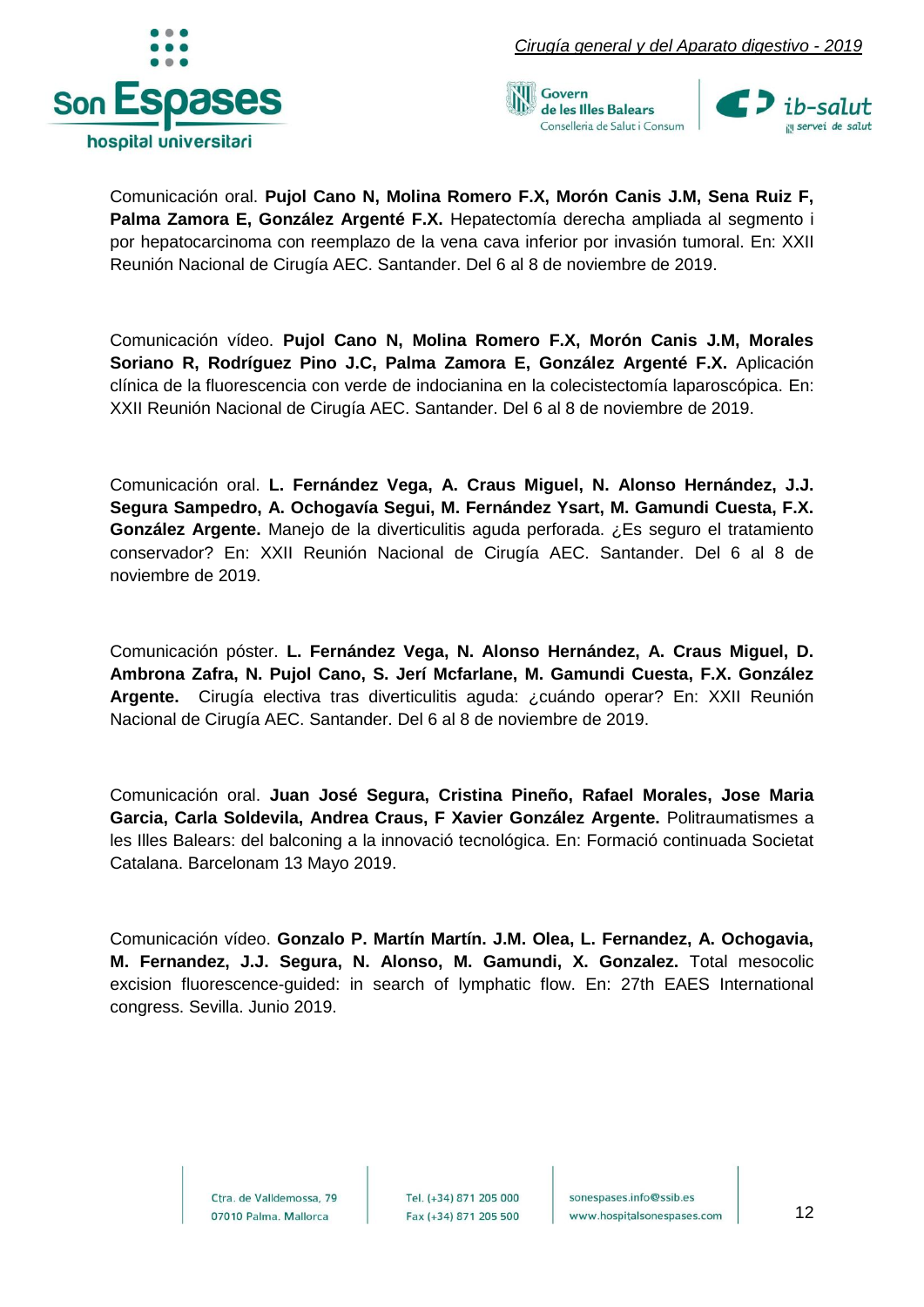Comunicación oral. **Pujol Cano N, Molina Romero F.X, Morón Canis J.M, Sena Ruiz F, Palma Zamora E, González Argenté F.X.** Hepatectomía derecha ampliada al segmento i por hepatocarcinoma con reemplazo de la vena cava inferior por invasión tumoral. En: XXII Reunión Nacional de Cirugía AEC. Santander. Del 6 al 8 de noviembre de 2019.

Comunicación vídeo. **Pujol Cano N, Molina Romero F.X, Morón Canis J.M, Morales Soriano R, Rodríguez Pino J.C, Palma Zamora E, González Argenté F.X.** Aplicación clínica de la fluorescencia con verde de indocianina en la colecistectomía laparoscópica. En: XXII Reunión Nacional de Cirugía AEC. Santander. Del 6 al 8 de noviembre de 2019.

Comunicación oral. **L. Fernández Vega, A. Craus Miguel, N. Alonso Hernández, J.J. Segura Sampedro, A. Ochogavía Segui, M. Fernández Ysart, M. Gamundi Cuesta, F.X. González Argente.** Manejo de la diverticulitis aguda perforada. ¿Es seguro el tratamiento conservador? En: XXII Reunión Nacional de Cirugía AEC. Santander. Del 6 al 8 de noviembre de 2019.

Comunicación póster. **L. Fernández Vega, N. Alonso Hernández, A. Craus Miguel, D. Ambrona Zafra, N. Pujol Cano, S. Jerí Mcfarlane, M. Gamundi Cuesta, F.X. González Argente.** Cirugía electiva tras diverticulitis aguda: ¿cuándo operar? En: XXII Reunión Nacional de Cirugía AEC. Santander. Del 6 al 8 de noviembre de 2019.

Comunicación oral. **Juan José Segura, Cristina Pineño, Rafael Morales, Jose Maria Garcia, Carla Soldevila, Andrea Craus, F Xavier González Argente.** Politraumatismes a les Illes Balears: del balconing a la innovació tecnológica. En: Formació continuada Societat Catalana. Barcelonam 13 Mayo 2019.

Comunicación vídeo. **Gonzalo P. Martín Martín. J.M. Olea, L. Fernandez, A. Ochogavia, M. Fernandez, J.J. Segura, N. Alonso, M. Gamundi, X. Gonzalez.** Total mesocolic excision fluorescence-guided: in search of lymphatic flow. En: 27th EAES International congress. Sevilla. Junio 2019.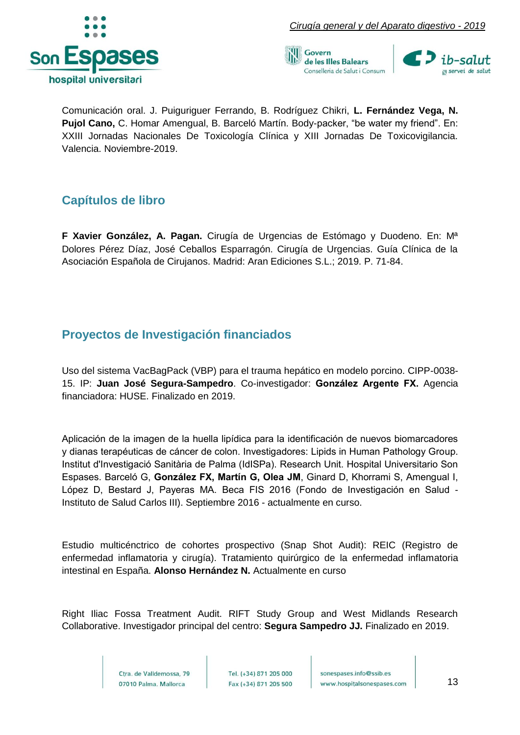Comunicación oral. J. Puiguriguer Ferrando, B. Rodríguez Chikri, **L. Fernández Vega, N. Pujol Cano,** C. Homar Amengual, B. Barceló Martín. Body-packer, "be water my friend". En: XXIII Jornadas Nacionales De Toxicología Clínica y XIII Jornadas De Toxicovigilancia. Valencia. Noviembre-2019.

## Capítulos de libro

**F Xavier González, A. Pagan.** Cirugía de Urgencias de Estómago y Duodeno. En: Mª Dolores Pérez Díaz, José Ceballos Esparragón. Cirugía de Urgencias. Guía Clínica de la Asociación Española de Cirujanos. Madrid: Aran Ediciones S.L.; 2019. P. 71-84.

## Proyectos de Investigación financiados

Uso del sistema VacBagPack (VBP) para el trauma hepático en modelo porcino. CIPP-0038-15. IP: **Juan José Segura-Sampedro**. Co-investigador: **González Argente FX.** Agencia financiadora: HUSE. Finalizado en 2019.

Aplicación de la imagen de la huella lipídica para la identificación de nuevos biomarcadores y dianas terapéuticas de cáncer de colon. Investigadores: Lipids in Human Pathology Group. Institut d'Investigació Sanitària de Palma (IdISPa). Research Unit. Hospital Universitario Son Espases. Barceló G, **González FX, Martín G, Olea JM**, Ginard D, Khorrami S, Amengual I, López D, Bestard J, Payeras MA. Beca FIS 2016 (Fondo de Investigación en Salud - Instituto de Salud Carlos III). Septiembre 2016 - actualmente en curso.

Estudio multicénctrico de cohortes prospectivo (Snap Shot Audit): REIC (Registro de enfermedad inflamatoria y cirugía). Tratamiento quirúrgico de la enfermedad inflamatoria intestinal en España. **Alonso Hernández N.** Actualmente en curso

Right Iliac Fossa Treatment Audit. RIFT Study Group and West Midlands Research Collaborative. Investigador principal del centro: **Segura Sampedro JJ.** Finalizado en 2019.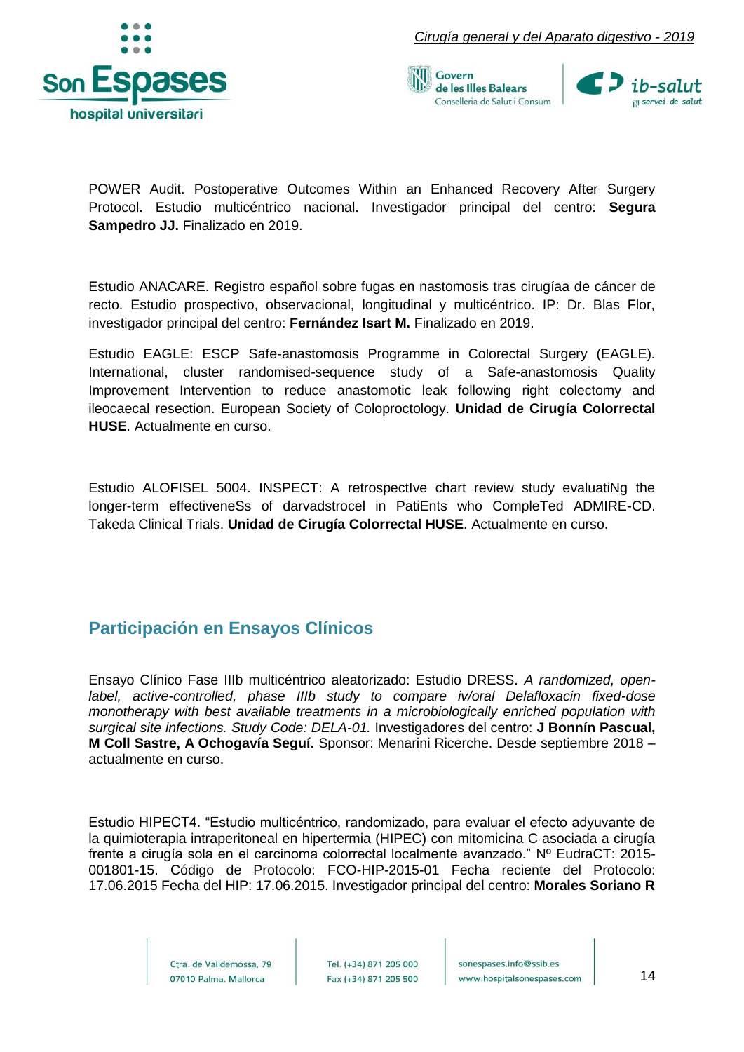POWER Audit. Postoperative Outcomes Within an Enhanced Recovery After Surgery Protocol. Estudio multicéntrico nacional. Investigador principal del centro: **Segura Sampedro JJ.** Finalizado en 2019.

Estudio ANACARE. Registro español sobre fugas en nastomosis tras cirugíaa de cáncer de recto. Estudio prospectivo, observacional, longitudinal y multicéntrico. IP: Dr. Blas Flor, investigador principal del centro: **Fernández Isart M.** Finalizado en 2019.

Estudio EAGLE: ESCP Safe-anastomosis Programme in Colorectal Surgery (EAGLE). International, cluster randomised-sequence study of a Safe-anastomosis Quality Improvement Intervention to reduce anastomotic leak following right colectomy and ileocaecal resection. European Society of Coloproctology. **Unidad de Cirugía Colorrectal HUSE**. Actualmente en curso.

Estudio ALOFISEL 5004. INSPECT: A retrospectIve chart review study evaluatiNg the longer-term effectiveneSs of darvadstrocel in PatiEnts who CompleTed ADMIRE-CD. Takeda Clinical Trials. **Unidad de Cirugía Colorrectal HUSE**. Actualmente en curso.

## Participación en Ensayos Clínicos

Ensayo Clínico Fase IIIb multicéntrico aleatorizado: Estudio DRESS. *A randomized, open-label, active-controlled, phase IIIb study to compare iv/oral Delafloxacin fixed-dose monotherapy with best available treatments in a microbiologically enriched population with surgical site infections. Study Code: DELA-01.* Investigadores del centro: **J Bonnín Pascual, M Coll Sastre, A Ochogavía Seguí.** Sponsor: Menarini Ricerche. Desde septiembre 2018 – actualmente en curso.

Estudio HIPECT4. "Estudio multicéntrico, randomizado, para evaluar el efecto adyuvante de la quimioterapia intraperitoneal en hipertermia (HIPEC) con mitomicina C asociada a cirugía frente a cirugía sola en el carcinoma colorrectal localmente avanzado." Nº EudraCT: 2015-001801-15. Código de Protocolo: FCO-HIP-2015-01 Fecha reciente del Protocolo: 17.06.2015 Fecha del HIP: 17.06.2015. Investigador principal del centro: **Morales Soriano R**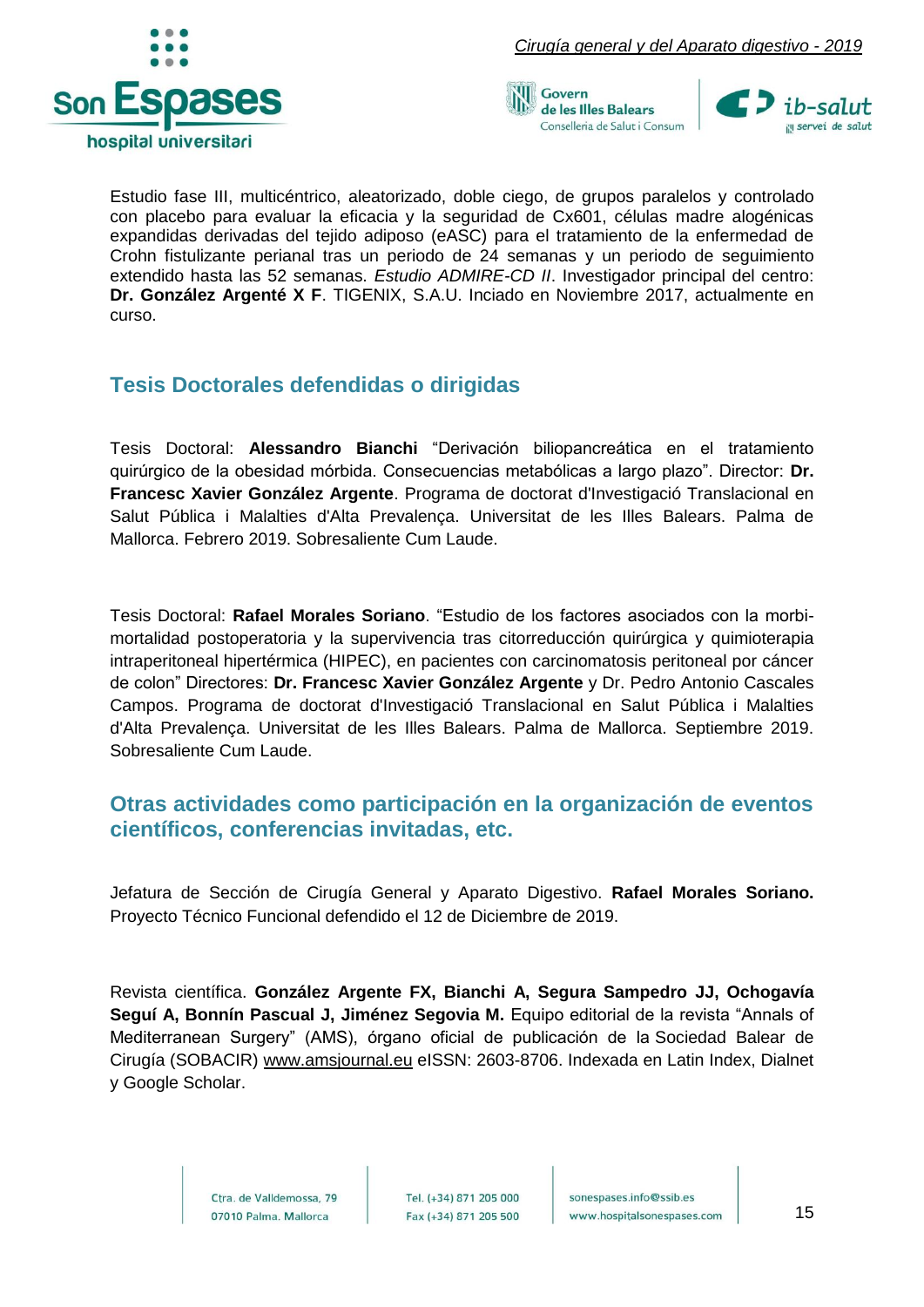Estudio fase III, multicéntrico, aleatorizado, doble ciego, de grupos paralelos y controlado con placebo para evaluar la eficacia y la seguridad de Cx601, células madre alogénicas expandidas derivadas del tejido adiposo (eASC) para el tratamiento de la enfermedad de Crohn fistulizante perianal tras un periodo de 24 semanas y un periodo de seguimiento extendido hasta las 52 semanas. *Estudio ADMIRE-CD II*. Investigador principal del centro: **Dr. González Argenté X F**. TIGENIX, S.A.U. Inciado en Noviembre 2017, actualmente en curso.

## Tesis Doctorales defendidas o dirigidas

Tesis Doctoral: **Alessandro Bianchi** "Derivación biliopancreática en el tratamiento quirúrgico de la obesidad mórbida. Consecuencias metabólicas a largo plazo". Director: **Dr. Francesc Xavier González Argente**. Programa de doctorat d'Investigació Translacional en Salut Pública i Malalties d'Alta Prevalença. Universitat de les Illes Balears. Palma de Mallorca. Febrero 2019. Sobresaliente Cum Laude.

Tesis Doctoral: **Rafael Morales Soriano**. "Estudio de los factores asociados con la morbi-mortalidad postoperatoria y la supervivencia tras citorreducción quirúrgica y quimioterapia intraperitoneal hipertérmica (HIPEC), en pacientes con carcinomatosis peritoneal por cáncer de colon" Directores: **Dr. Francesc Xavier González Argente** y Dr. Pedro Antonio Cascales Campos. Programa de doctorat d'Investigació Translacional en Salut Pública i Malalties d'Alta Prevalença. Universitat de les Illes Balears. Palma de Mallorca. Septiembre 2019. Sobresaliente Cum Laude.

## Otras actividades como participación en la organización de eventos científicos, conferencias invitadas, etc.

Jefatura de Sección de Cirugía General y Aparato Digestivo. **Rafael Morales Soriano.** Proyecto Técnico Funcional defendido el 12 de Diciembre de 2019.

Revista científica. **González Argente FX, Bianchi A, Segura Sampedro JJ, Ochogavía Seguí A, Bonnín Pascual J, Jiménez Segovia M.** Equipo editorial de la revista "Annals of Mediterranean Surgery" (AMS), órgano oficial de publicación de la Sociedad Balear de Cirugía (SOBACIR) www.amsjournal.eu eISSN: 2603-8706. Indexada en Latin Index, Dialnet y Google Scholar.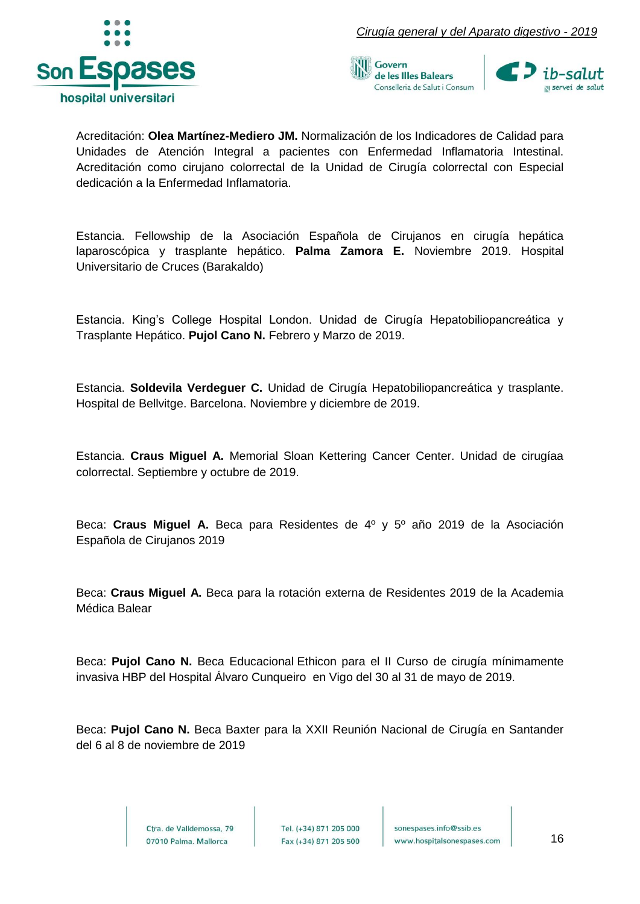Acreditación: **Olea Martínez-Mediero JM.** Normalización de los Indicadores de Calidad para Unidades de Atención Integral a pacientes con Enfermedad Inflamatoria Intestinal. Acreditación como cirujano colorrectal de la Unidad de Cirugía colorrectal con Especial dedicación a la Enfermedad Inflamatoria.

Estancia. Fellowship de la Asociación Española de Cirujanos en cirugía hepática laparoscópica y trasplante hepático. **Palma Zamora E.** Noviembre 2019. Hospital Universitario de Cruces (Barakaldo)

Estancia. King's College Hospital London. Unidad de Cirugía Hepatobiliopancreática y Trasplante Hepático. **Pujol Cano N.** Febrero y Marzo de 2019.

Estancia. **Soldevila Verdeguer C.** Unidad de Cirugía Hepatobiliopancreática y trasplante. Hospital de Bellvitge. Barcelona. Noviembre y diciembre de 2019.

Estancia. **Craus Miguel A.** Memorial Sloan Kettering Cancer Center. Unidad de cirugíaa colorrectal. Septiembre y octubre de 2019.

Beca: **Craus Miguel A.** Beca para Residentes de 4º y 5º año 2019 de la Asociación Española de Cirujanos 2019

Beca: **Craus Miguel A.** Beca para la rotación externa de Residentes 2019 de la Academia Médica Balear

Beca: **Pujol Cano N.** Beca Educacional Ethicon para el II Curso de cirugía mínimamente invasiva HBP del Hospital Álvaro Cunqueiro en Vigo del 30 al 31 de mayo de 2019.

Beca: **Pujol Cano N.** Beca Baxter para la XXII Reunión Nacional de Cirugía en Santander del 6 al 8 de noviembre de 2019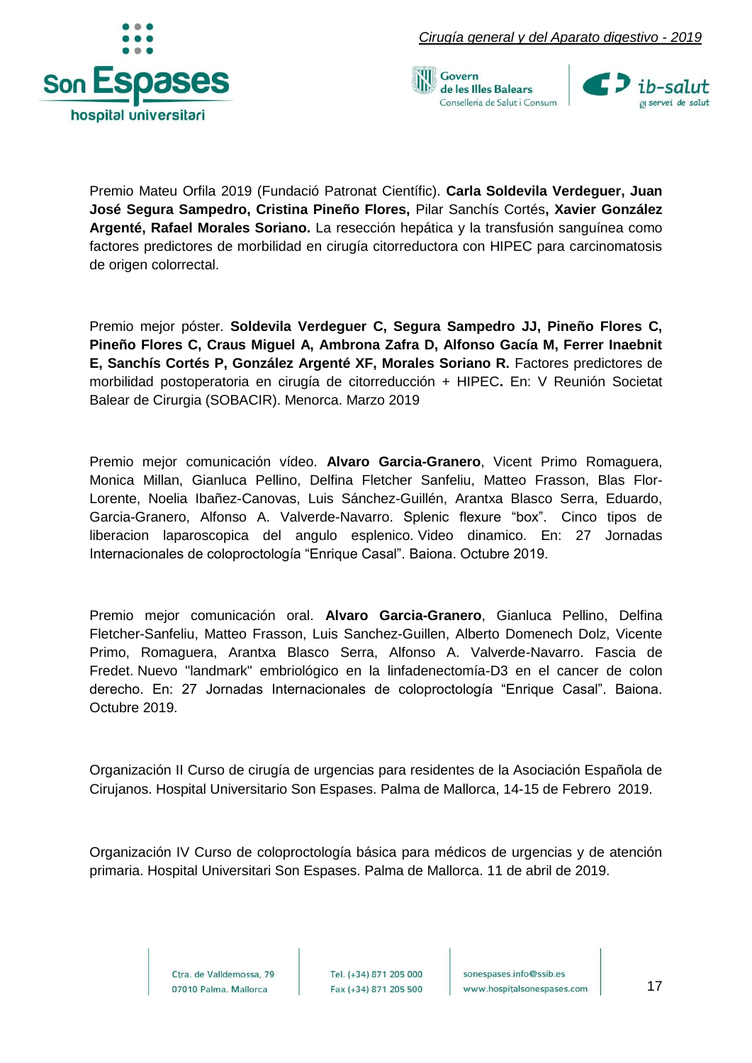Premio Mateu Orfila 2019 (Fundació Patronat Científic). **Carla Soldevila Verdeguer, Juan José Segura Sampedro, Cristina Pineño Flores,** Pilar Sanchís Cortés**, Xavier González Argenté, Rafael Morales Soriano.** La resección hepática y la transfusión sanguínea como factores predictores de morbilidad en cirugía citorreductora con HIPEC para carcinomatosis de origen colorrectal.

Premio mejor póster. **Soldevila Verdeguer C, Segura Sampedro JJ, Pineño Flores C, Pineño Flores C, Craus Miguel A, Ambrona Zafra D, Alfonso Gacía M, Ferrer Inaebnit E, Sanchís Cortés P, González Argenté XF, Morales Soriano R.** Factores predictores de morbilidad postoperatoria en cirugía de citorreducción + HIPEC**.** En: V Reunión Societat Balear de Cirurgia (SOBACIR). Menorca. Marzo 2019

Premio mejor comunicación vídeo. **Alvaro Garcia-Granero**, Vicent Primo Romaguera, Monica Millan, Gianluca Pellino, Delfina Fletcher Sanfeliu, Matteo Frasson, Blas Flor-Lorente, Noelia Ibañez-Canovas, Luis Sánchez-Guillén, Arantxa Blasco Serra, Eduardo, Garcia-Granero, Alfonso A. Valverde-Navarro. Splenic flexure "box". Cinco tipos de liberacion laparoscopica del angulo esplenico. Video dinamico. En: 27 Jornadas Internacionales de coloproctología "Enrique Casal". Baiona. Octubre 2019.

Premio mejor comunicación oral. **Alvaro Garcia-Granero**, Gianluca Pellino, Delfina Fletcher-Sanfeliu, Matteo Frasson, Luis Sanchez-Guillen, Alberto Domenech Dolz, Vicente Primo, Romaguera, Arantxa Blasco Serra, Alfonso A. Valverde-Navarro. Fascia de Fredet. Nuevo "landmark" embriológico en la linfadenectomía-D3 en el cancer de colon derecho. En: 27 Jornadas Internacionales de coloproctología "Enrique Casal". Baiona. Octubre 2019.

Organización II Curso de cirugía de urgencias para residentes de la Asociación Española de Cirujanos. Hospital Universitario Son Espases. Palma de Mallorca, 14-15 de Febrero 2019.

Organización IV Curso de coloproctología básica para médicos de urgencias y de atención primaria. Hospital Universitari Son Espases. Palma de Mallorca. 11 de abril de 2019.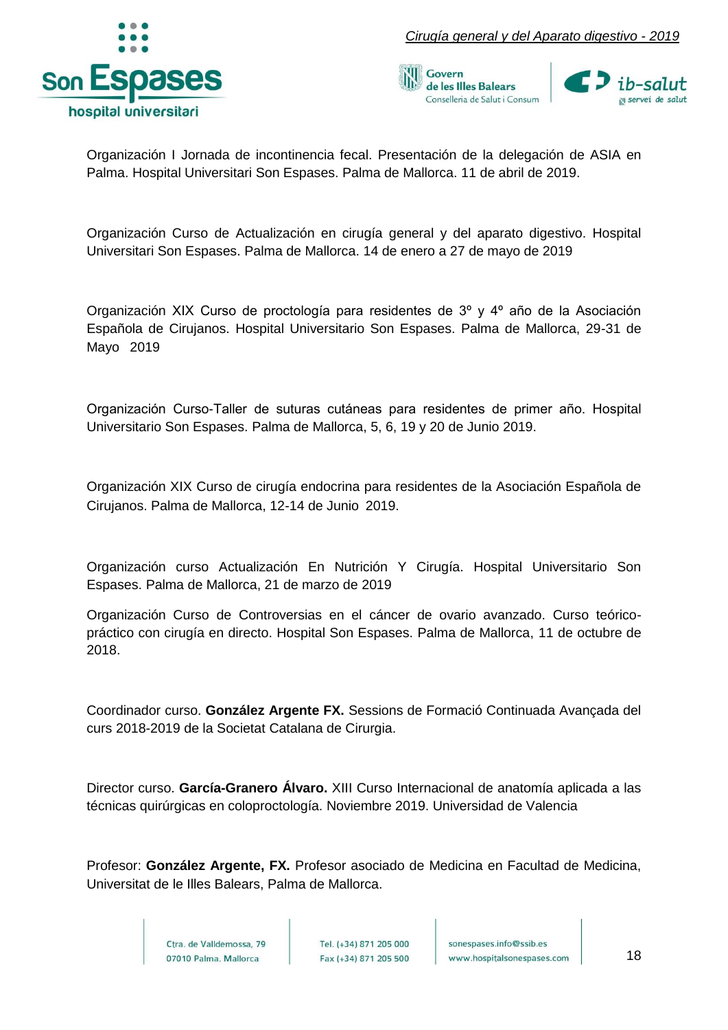Organización I Jornada de incontinencia fecal. Presentación de la delegación de ASIA en Palma. Hospital Universitari Son Espases. Palma de Mallorca. 11 de abril de 2019.

Organización Curso de Actualización en cirugía general y del aparato digestivo. Hospital Universitari Son Espases. Palma de Mallorca. 14 de enero a 27 de mayo de 2019

Organización XIX Curso de proctología para residentes de 3º y 4º año de la Asociación Española de Cirujanos. Hospital Universitario Son Espases. Palma de Mallorca, 29-31 de Mayo 2019

Organización Curso-Taller de suturas cutáneas para residentes de primer año. Hospital Universitario Son Espases. Palma de Mallorca, 5, 6, 19 y 20 de Junio 2019.

Organización XIX Curso de cirugía endocrina para residentes de la Asociación Española de Cirujanos. Palma de Mallorca, 12-14 de Junio 2019.

Organización curso Actualización En Nutrición Y Cirugía. Hospital Universitario Son Espases. Palma de Mallorca, 21 de marzo de 2019

Organización Curso de Controversias en el cáncer de ovario avanzado. Curso teórico-práctico con cirugía en directo. Hospital Son Espases. Palma de Mallorca, 11 de octubre de 2018.

Coordinador curso. **González Argente FX.** Sessions de Formació Continuada Avançada del curs 2018-2019 de la Societat Catalana de Cirurgia.

Director curso. **García-Granero Álvaro.** XIII Curso Internacional de anatomía aplicada a las técnicas quirúrgicas en coloproctología. Noviembre 2019. Universidad de Valencia

Profesor: **González Argente, FX.** Profesor asociado de Medicina en Facultad de Medicina, Universitat de le Illes Balears, Palma de Mallorca.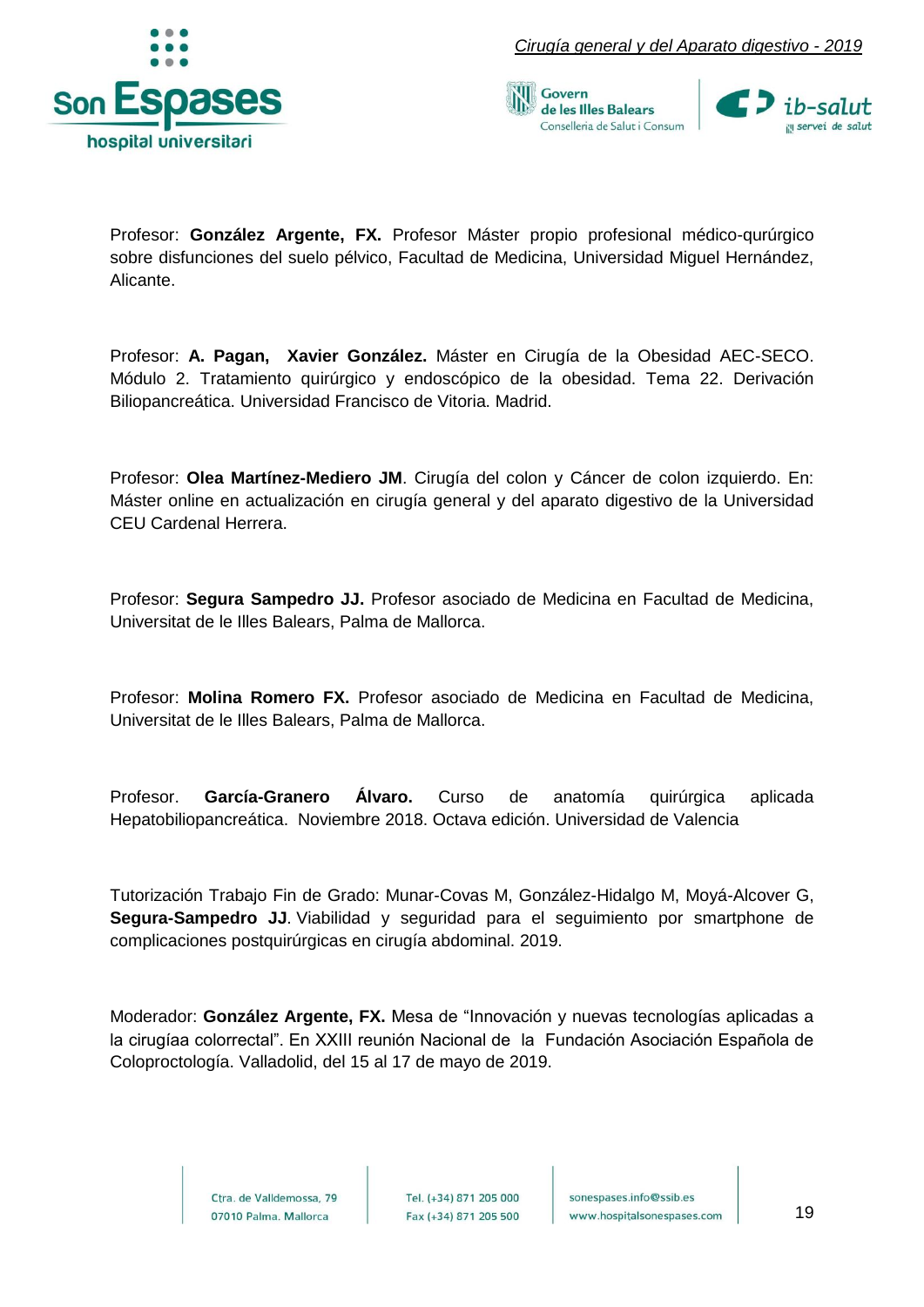Profesor: **González Argente, FX.** Profesor Máster propio profesional médico-qurúrgico sobre disfunciones del suelo pélvico, Facultad de Medicina, Universidad Miguel Hernández, Alicante.

Profesor: **A. Pagan, Xavier González.** Máster en Cirugía de la Obesidad AEC-SECO. Módulo 2. Tratamiento quirúrgico y endoscópico de la obesidad. Tema 22. Derivación Biliopancreática. Universidad Francisco de Vitoria. Madrid.

Profesor: **Olea Martínez-Mediero JM**. Cirugía del colon y Cáncer de colon izquierdo. En: Máster online en actualización en cirugía general y del aparato digestivo de la Universidad CEU Cardenal Herrera.

Profesor: **Segura Sampedro JJ.** Profesor asociado de Medicina en Facultad de Medicina, Universitat de le Illes Balears, Palma de Mallorca.

Profesor: **Molina Romero FX.** Profesor asociado de Medicina en Facultad de Medicina, Universitat de le Illes Balears, Palma de Mallorca.

Profesor. **García-Granero Álvaro.** Curso de anatomía quirúrgica aplicada Hepatobiliopancreática. Noviembre 2018. Octava edición. Universidad de Valencia

Tutorización Trabajo Fin de Grado: Munar-Covas M, González-Hidalgo M, Moyá-Alcover G, **Segura-Sampedro JJ**. Viabilidad y seguridad para el seguimiento por smartphone de complicaciones postquirúrgicas en cirugía abdominal. 2019.

Moderador: **González Argente, FX.** Mesa de "Innovación y nuevas tecnologías aplicadas a la cirugíaa colorrectal". En XXIII reunión Nacional de la Fundación Asociación Española de Coloproctología. Valladolid, del 15 al 17 de mayo de 2019.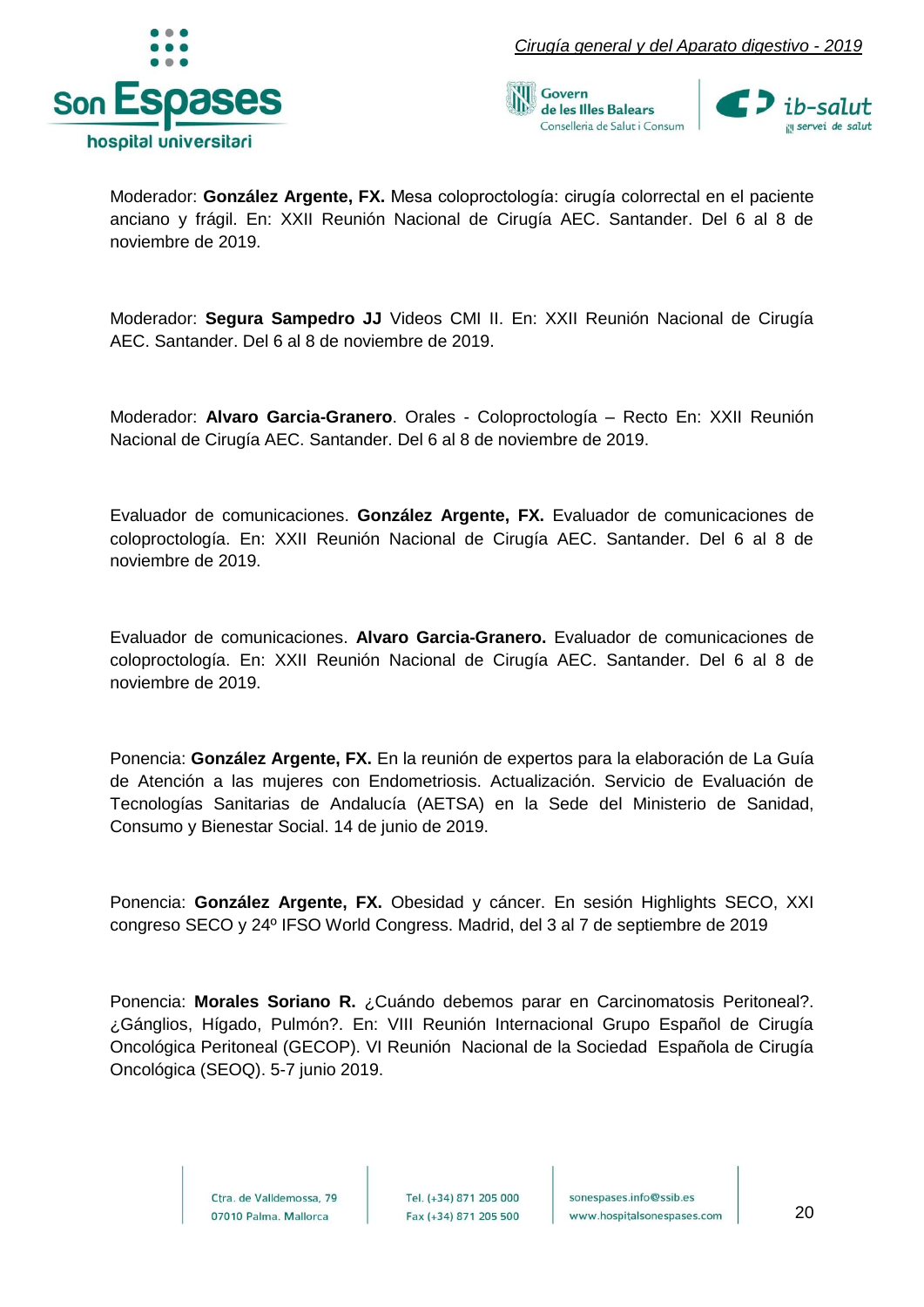Moderador: **González Argente, FX.** Mesa coloproctología: cirugía colorrectal en el paciente anciano y frágil. En: XXII Reunión Nacional de Cirugía AEC. Santander. Del 6 al 8 de noviembre de 2019.

Moderador: **Segura Sampedro JJ** Videos CMI II. En: XXII Reunión Nacional de Cirugía AEC. Santander. Del 6 al 8 de noviembre de 2019.

Moderador: **Alvaro Garcia-Granero**. Orales - Coloproctología – Recto En: XXII Reunión Nacional de Cirugía AEC. Santander. Del 6 al 8 de noviembre de 2019.

Evaluador de comunicaciones. **González Argente, FX.** Evaluador de comunicaciones de coloproctología. En: XXII Reunión Nacional de Cirugía AEC. Santander. Del 6 al 8 de noviembre de 2019.

Evaluador de comunicaciones. **Alvaro Garcia-Granero.** Evaluador de comunicaciones de coloproctología. En: XXII Reunión Nacional de Cirugía AEC. Santander. Del 6 al 8 de noviembre de 2019.

Ponencia: **González Argente, FX.** En la reunión de expertos para la elaboración de La Guía de Atención a las mujeres con Endometriosis. Actualización. Servicio de Evaluación de Tecnologías Sanitarias de Andalucía (AETSA) en la Sede del Ministerio de Sanidad, Consumo y Bienestar Social. 14 de junio de 2019.

Ponencia: **González Argente, FX.** Obesidad y cáncer. En sesión Highlights SECO, XXI congreso SECO y 24º IFSO World Congress. Madrid, del 3 al 7 de septiembre de 2019

Ponencia: **Morales Soriano R.** ¿Cuándo debemos parar en Carcinomatosis Peritoneal?. ¿Gánglios, Hígado, Pulmón?. En: VIII Reunión Internacional Grupo Español de Cirugía Oncológica Peritoneal (GECOP). VI Reunión Nacional de la Sociedad Española de Cirugía Oncológica (SEOQ). 5-7 junio 2019.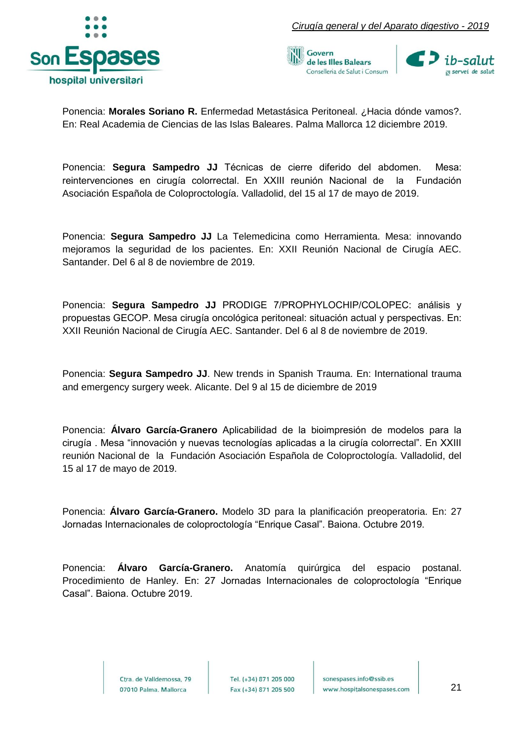Ponencia: **Morales Soriano R.** Enfermedad Metastásica Peritoneal. ¿Hacia dónde vamos?. En: Real Academia de Ciencias de las Islas Baleares. Palma Mallorca 12 diciembre 2019.

Ponencia: **Segura Sampedro JJ** Técnicas de cierre diferido del abdomen. Mesa: reintervenciones en cirugía colorrectal. En XXIII reunión Nacional de la Fundación Asociación Española de Coloproctología. Valladolid, del 15 al 17 de mayo de 2019.

Ponencia: **Segura Sampedro JJ** La Telemedicina como Herramienta. Mesa: innovando mejoramos la seguridad de los pacientes. En: XXII Reunión Nacional de Cirugía AEC. Santander. Del 6 al 8 de noviembre de 2019.

Ponencia: **Segura Sampedro JJ** PRODIGE 7/PROPHYLOCHIP/COLOPEC: análisis y propuestas GECOP. Mesa cirugía oncológica peritoneal: situación actual y perspectivas. En: XXII Reunión Nacional de Cirugía AEC. Santander. Del 6 al 8 de noviembre de 2019.

Ponencia: **Segura Sampedro JJ**. New trends in Spanish Trauma. En: International trauma and emergency surgery week. Alicante. Del 9 al 15 de diciembre de 2019

Ponencia: **Álvaro García-Granero** Aplicabilidad de la bioimpresión de modelos para la cirugía . Mesa "innovación y nuevas tecnologías aplicadas a la cirugía colorrectal". En XXIII reunión Nacional de la Fundación Asociación Española de Coloproctología. Valladolid, del 15 al 17 de mayo de 2019.

Ponencia: **Álvaro García-Granero.** Modelo 3D para la planificación preoperatoria. En: 27 Jornadas Internacionales de coloproctología "Enrique Casal". Baiona. Octubre 2019.

Ponencia: **Álvaro García-Granero.** Anatomía quirúrgica del espacio postanal. Procedimiento de Hanley. En: 27 Jornadas Internacionales de coloproctología "Enrique Casal". Baiona. Octubre 2019.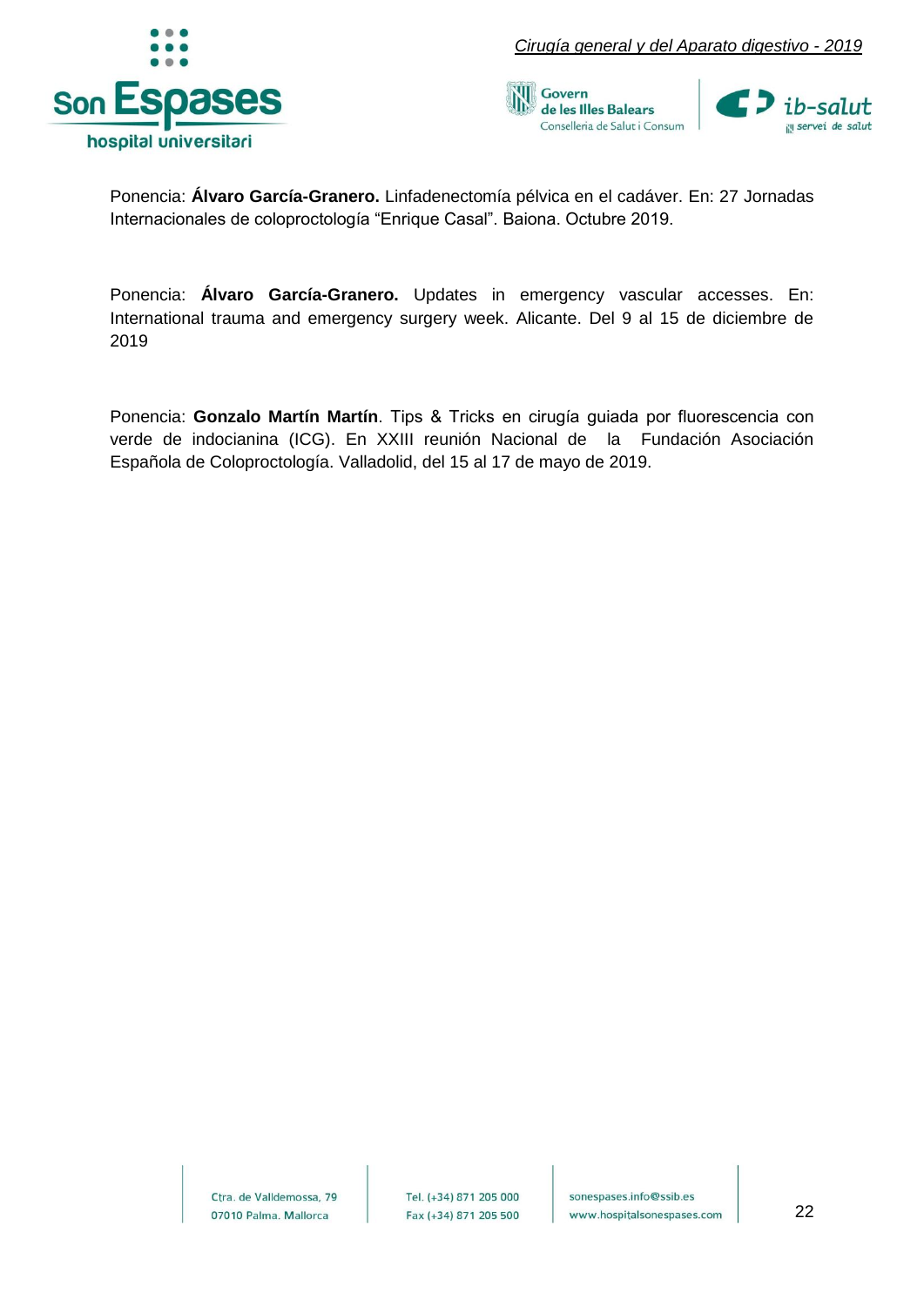Ponencia: **Álvaro García-Granero.** Linfadenectomía pélvica en el cadáver. En: 27 Jornadas Internacionales de coloproctología "Enrique Casal". Baiona. Octubre 2019.

Ponencia: **Álvaro García-Granero.** Updates in emergency vascular accesses. En: International trauma and emergency surgery week. Alicante. Del 9 al 15 de diciembre de 2019

Ponencia: **Gonzalo Martín Martín**. Tips & Tricks en cirugía guiada por fluorescencia con verde de indocianina (ICG). En XXIII reunión Nacional de la Fundación Asociación Española de Coloproctología. Valladolid, del 15 al 17 de mayo de 2019.